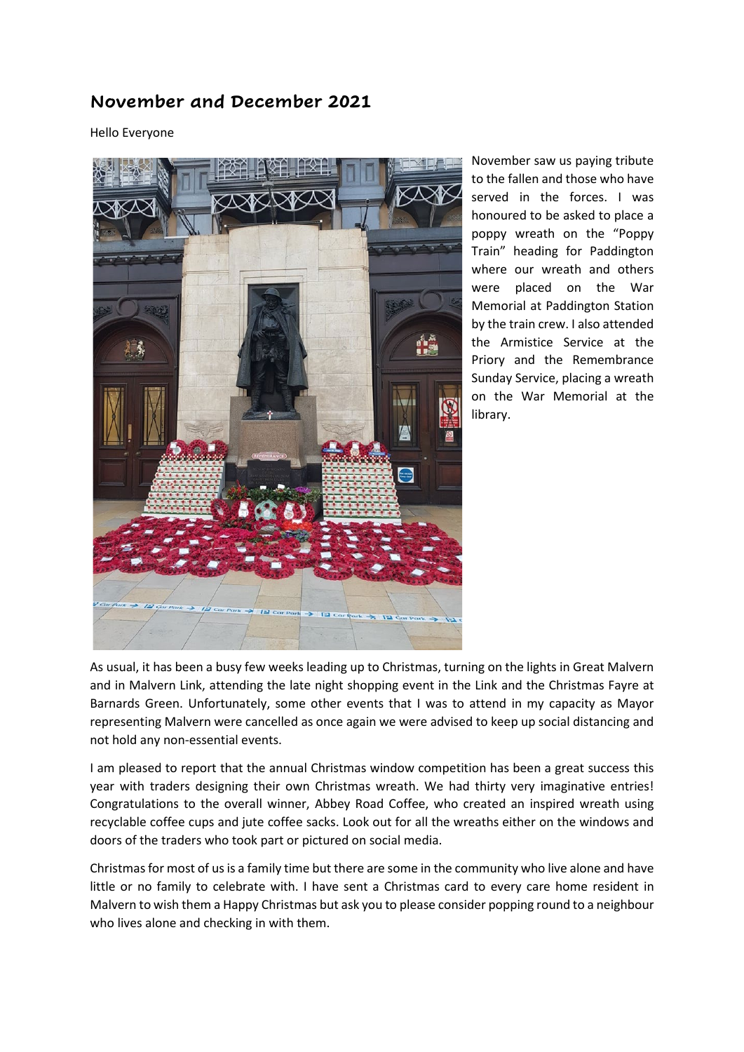## November and December 2021

Hello Everyone

November saw us paying tribute to the fallen and those who have served in the forces. I was honoured to be asked to place a poppy wreath on the "Poppy Train" heading for Paddington where our wreath and others were placed on the War Memorial at Paddington Station by the train crew. I also attended the Armistice Service at the Priory and the Remembrance Sunday Service, placing a wreath on the War Memorial at the library.

As usual, it has been a busy few weeks leading up to Christmas, turning on the lights in Great Malvern and in Malvern Link, attending the late night shopping event in the Link and the Christmas Fayre at Barnards Green. Unfortunately, some other events that I was to attend in my capacity as Mayor representing Malvern were cancelled as once again we were advised to keep up social distancing and not hold any non-essential events.

I am pleased to report that the annual Christmas window competition has been a great success this year with traders designing their own Christmas wreath. We had thirty very imaginative entries! Congratulations to the overall winner, Abbey Road Coffee, who created an inspired wreath using recyclable coffee cups and jute coffee sacks. Look out for all the wreaths either on the windows and doors of the traders who took part or pictured on social media.

Christmas for most of us is a family time but there are some in the community who live alone and have little or no family to celebrate with. I have sent a Christmas card to every care home resident in Malvern to wish them a Happy Christmas but ask you to please consider popping round to a neighbour who lives alone and checking in with them.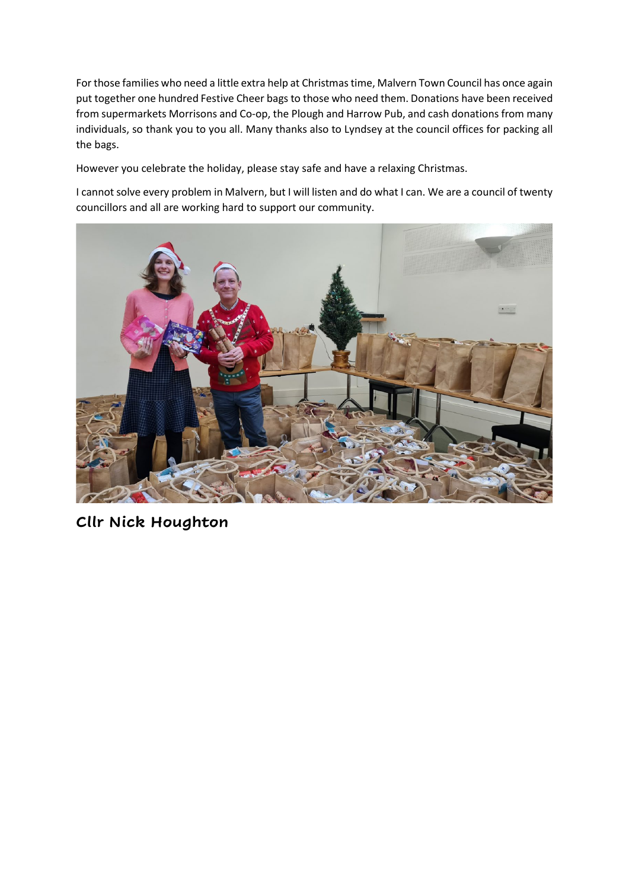For those families who need a little extra help at Christmas time, Malvern Town Council has once again put together one hundred Festive Cheer bags to those who need them. Donations have been received from supermarkets Morrisons and Co-op, the Plough and Harrow Pub, and cash donations from many individuals, so thank you to you all. Many thanks also to Lyndsey at the council offices for packing all the bags.

However you celebrate the holiday, please stay safe and have a relaxing Christmas.

I cannot solve every problem in Malvern, but I will listen and do what I can. We are a council of twenty councillors and all are working hard to support our community.

**Cllr Nick Houghton**